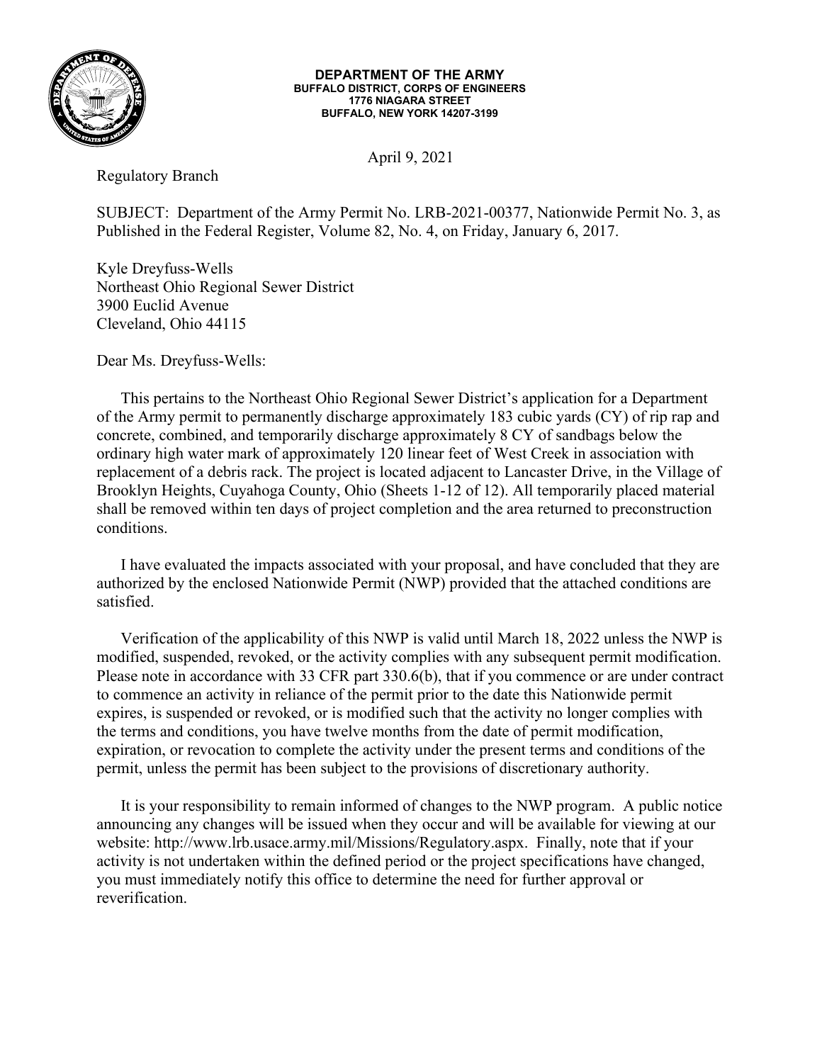**DEPARTMENT OF THE ARMY**
**BUFFALO DISTRICT, CORPS OF ENGINEERS**
**1776 NIAGARA STREET**
**BUFFALO, NEW YORK 14207-3199**

April 9, 2021

Regulatory Branch

SUBJECT: Department of the Army Permit No. LRB-2021-00377, Nationwide Permit No. 3, as Published in the Federal Register, Volume 82, No. 4, on Friday, January 6, 2017.

Kyle Dreyfuss-Wells
Northeast Ohio Regional Sewer District
3900 Euclid Avenue
Cleveland, Ohio 44115

Dear Ms. Dreyfuss-Wells:

This pertains to the Northeast Ohio Regional Sewer District's application for a Department of the Army permit to permanently discharge approximately 183 cubic yards (CY) of rip rap and concrete, combined, and temporarily discharge approximately 8 CY of sandbags below the ordinary high water mark of approximately 120 linear feet of West Creek in association with replacement of a debris rack. The project is located adjacent to Lancaster Drive, in the Village of Brooklyn Heights, Cuyahoga County, Ohio (Sheets 1-12 of 12). All temporarily placed material shall be removed within ten days of project completion and the area returned to preconstruction conditions.

I have evaluated the impacts associated with your proposal, and have concluded that they are authorized by the enclosed Nationwide Permit (NWP) provided that the attached conditions are satisfied.

Verification of the applicability of this NWP is valid until March 18, 2022 unless the NWP is modified, suspended, revoked, or the activity complies with any subsequent permit modification. Please note in accordance with 33 CFR part 330.6(b), that if you commence or are under contract to commence an activity in reliance of the permit prior to the date this Nationwide permit expires, is suspended or revoked, or is modified such that the activity no longer complies with the terms and conditions, you have twelve months from the date of permit modification, expiration, or revocation to complete the activity under the present terms and conditions of the permit, unless the permit has been subject to the provisions of discretionary authority.

It is your responsibility to remain informed of changes to the NWP program. A public notice announcing any changes will be issued when they occur and will be available for viewing at our website: http://www.lrb.usace.army.mil/Missions/Regulatory.aspx. Finally, note that if your activity is not undertaken within the defined period or the project specifications have changed, you must immediately notify this office to determine the need for further approval or reverification.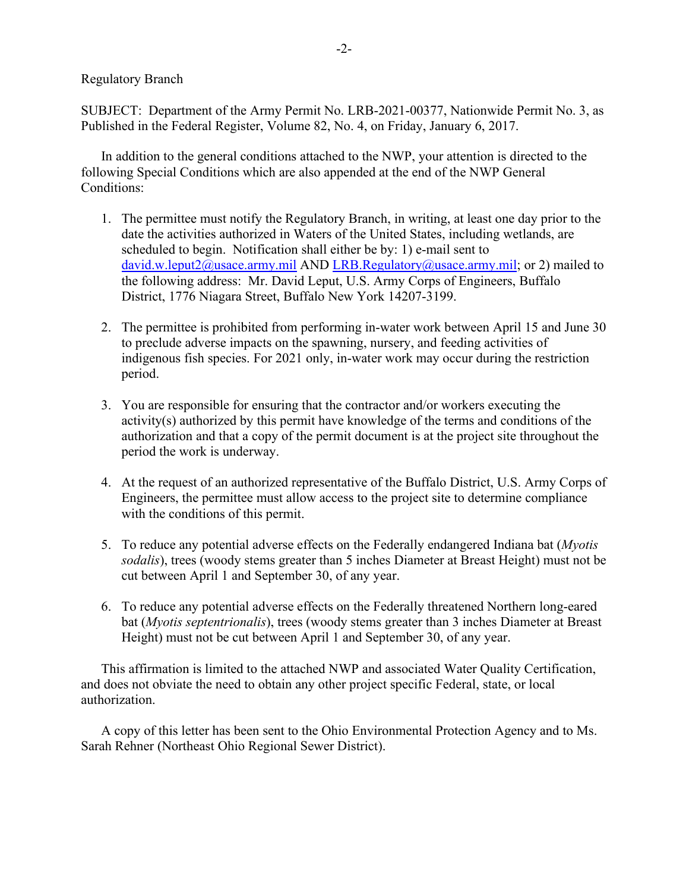Regulatory Branch

SUBJECT: Department of the Army Permit No. LRB-2021-00377, Nationwide Permit No. 3, as Published in the Federal Register, Volume 82, No. 4, on Friday, January 6, 2017.

In addition to the general conditions attached to the NWP, your attention is directed to the following Special Conditions which are also appended at the end of the NWP General Conditions:

1. The permittee must notify the Regulatory Branch, in writing, at least one day prior to the date the activities authorized in Waters of the United States, including wetlands, are scheduled to begin. Notification shall either be by: 1) e-mail sent to david.w.leput2@usace.army.mil AND LRB.Regulatory@usace.army.mil; or 2) mailed to the following address: Mr. David Leput, U.S. Army Corps of Engineers, Buffalo District, 1776 Niagara Street, Buffalo New York 14207-3199.

2. The permittee is prohibited from performing in-water work between April 15 and June 30 to preclude adverse impacts on the spawning, nursery, and feeding activities of indigenous fish species. For 2021 only, in-water work may occur during the restriction period.

3. You are responsible for ensuring that the contractor and/or workers executing the activity(s) authorized by this permit have knowledge of the terms and conditions of the authorization and that a copy of the permit document is at the project site throughout the period the work is underway.

4. At the request of an authorized representative of the Buffalo District, U.S. Army Corps of Engineers, the permittee must allow access to the project site to determine compliance with the conditions of this permit.

5. To reduce any potential adverse effects on the Federally endangered Indiana bat (*Myotis sodalis*), trees (woody stems greater than 5 inches Diameter at Breast Height) must not be cut between April 1 and September 30, of any year.

6. To reduce any potential adverse effects on the Federally threatened Northern long-eared bat (*Myotis septentrionalis*), trees (woody stems greater than 3 inches Diameter at Breast Height) must not be cut between April 1 and September 30, of any year.

This affirmation is limited to the attached NWP and associated Water Quality Certification, and does not obviate the need to obtain any other project specific Federal, state, or local authorization.

A copy of this letter has been sent to the Ohio Environmental Protection Agency and to Ms. Sarah Rehner (Northeast Ohio Regional Sewer District).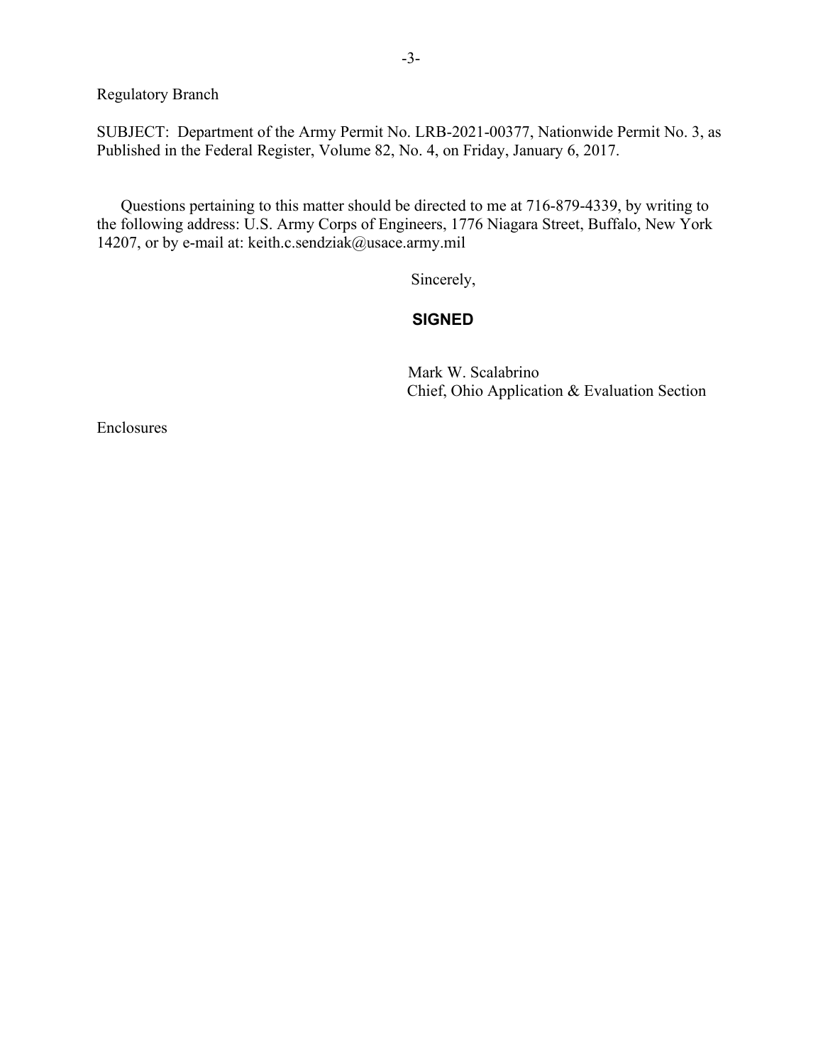Regulatory Branch

SUBJECT: Department of the Army Permit No. LRB-2021-00377, Nationwide Permit No. 3, as Published in the Federal Register, Volume 82, No. 4, on Friday, January 6, 2017.

Questions pertaining to this matter should be directed to me at 716-879-4339, by writing to the following address: U.S. Army Corps of Engineers, 1776 Niagara Street, Buffalo, New York 14207, or by e-mail at: keith.c.sendziak@usace.army.mil

Sincerely,

**SIGNED**

Mark W. Scalabrino
Chief, Ohio Application & Evaluation Section

Enclosures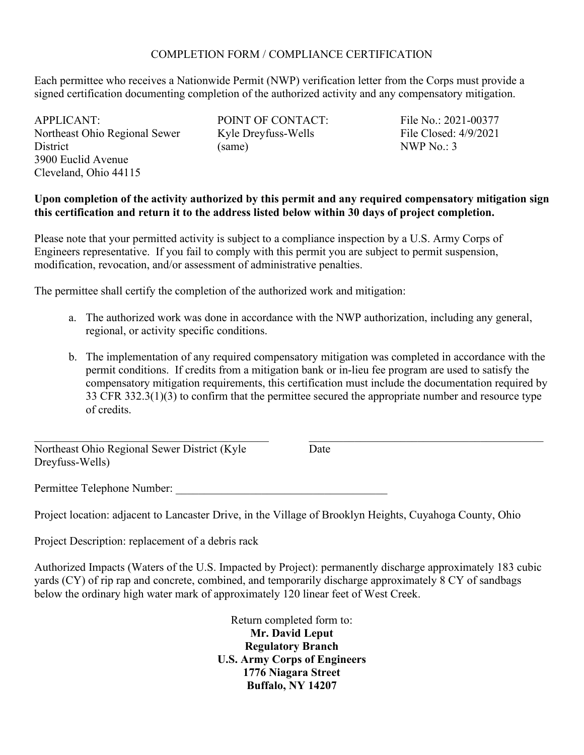# COMPLETION FORM / COMPLIANCE CERTIFICATION

Each permittee who receives a Nationwide Permit (NWP) verification letter from the Corps must provide a signed certification documenting completion of the authorized activity and any compensatory mitigation.

| APPLICANT: | POINT OF CONTACT: | File No.: 2021-00377 |
|---|---|---|
| Northeast Ohio Regional Sewer District | Kyle Dreyfuss-Wells | File Closed: 4/9/2021 |
| 3900 Euclid Avenue | (same) | NWP No.: 3 |
| Cleveland, Ohio 44115 | | |

**Upon completion of the activity authorized by this permit and any required compensatory mitigation sign this certification and return it to the address listed below within 30 days of project completion.**

Please note that your permitted activity is subject to a compliance inspection by a U.S. Army Corps of Engineers representative. If you fail to comply with this permit you are subject to permit suspension, modification, revocation, and/or assessment of administrative penalties.

The permittee shall certify the completion of the authorized work and mitigation:

a. The authorized work was done in accordance with the NWP authorization, including any general, regional, or activity specific conditions.

b. The implementation of any required compensatory mitigation was completed in accordance with the permit conditions. If credits from a mitigation bank or in-lieu fee program are used to satisfy the compensatory mitigation requirements, this certification must include the documentation required by 33 CFR 332.3(1)(3) to confirm that the permittee secured the appropriate number and resource type of credits.

\_\_\_\_\_\_\_\_\_\_\_\_\_\_\_\_\_\_\_\_\_\_\_\_\_\_\_\_\_\_\_\_\_\_\_\_\_\_\_\_\_\_\_\_ \_\_\_\_\_\_\_\_\_\_\_\_\_\_\_\_\_\_\_\_\_\_\_\_\_\_\_\_\_\_\_\_\_\_\_\_\_\_\_\_\_\_\_\_

Northeast Ohio Regional Sewer District (Kyle Dreyfuss-Wells) Date

Permittee Telephone Number: \_\_\_\_\_\_\_\_\_\_\_\_\_\_\_\_\_\_\_\_\_\_\_\_\_\_\_\_\_\_\_\_\_\_\_\_\_\_

Project location: adjacent to Lancaster Drive, in the Village of Brooklyn Heights, Cuyahoga County, Ohio

Project Description: replacement of a debris rack

Authorized Impacts (Waters of the U.S. Impacted by Project): permanently discharge approximately 183 cubic yards (CY) of rip rap and concrete, combined, and temporarily discharge approximately 8 CY of sandbags below the ordinary high water mark of approximately 120 linear feet of West Creek.

Return completed form to:
**Mr. David Leput**
**Regulatory Branch**
**U.S. Army Corps of Engineers**
**1776 Niagara Street**
**Buffalo, NY 14207**